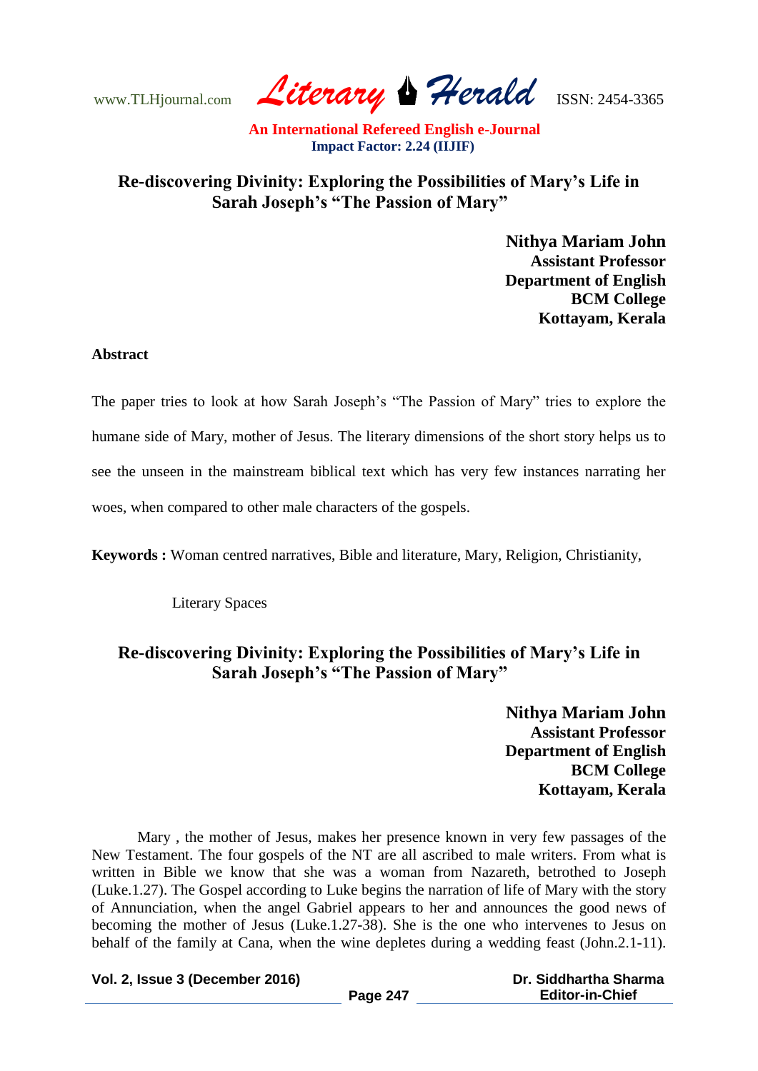# Re-discovering Divinity: Exploring the Possibilities of Mary's Life in Sarah Joseph's "The Passion of Mary"

**Nithya Mariam John**
**Assistant Professor**
**Department of English**
**BCM College**
**Kottayam, Kerala**

**Abstract**

The paper tries to look at how Sarah Joseph's "The Passion of Mary" tries to explore the humane side of Mary, mother of Jesus. The literary dimensions of the short story helps us to see the unseen in the mainstream biblical text which has very few instances narrating her woes, when compared to other male characters of the gospels.

**Keywords :** Woman centred narratives, Bible and literature, Mary, Religion, Christianity, Literary Spaces

# Re-discovering Divinity: Exploring the Possibilities of Mary's Life in Sarah Joseph's "The Passion of Mary"

**Nithya Mariam John**
**Assistant Professor**
**Department of English**
**BCM College**
**Kottayam, Kerala**

Mary , the mother of Jesus, makes her presence known in very few passages of the New Testament. The four gospels of the NT are all ascribed to male writers. From what is written in Bible we know that she was a woman from Nazareth, betrothed to Joseph (Luke.1.27). The Gospel according to Luke begins the narration of life of Mary with the story of Annunciation, when the angel Gabriel appears to her and announces the good news of becoming the mother of Jesus (Luke.1.27-38). She is the one who intervenes to Jesus on behalf of the family at Cana, when the wine depletes during a wedding feast (John.2.1-11).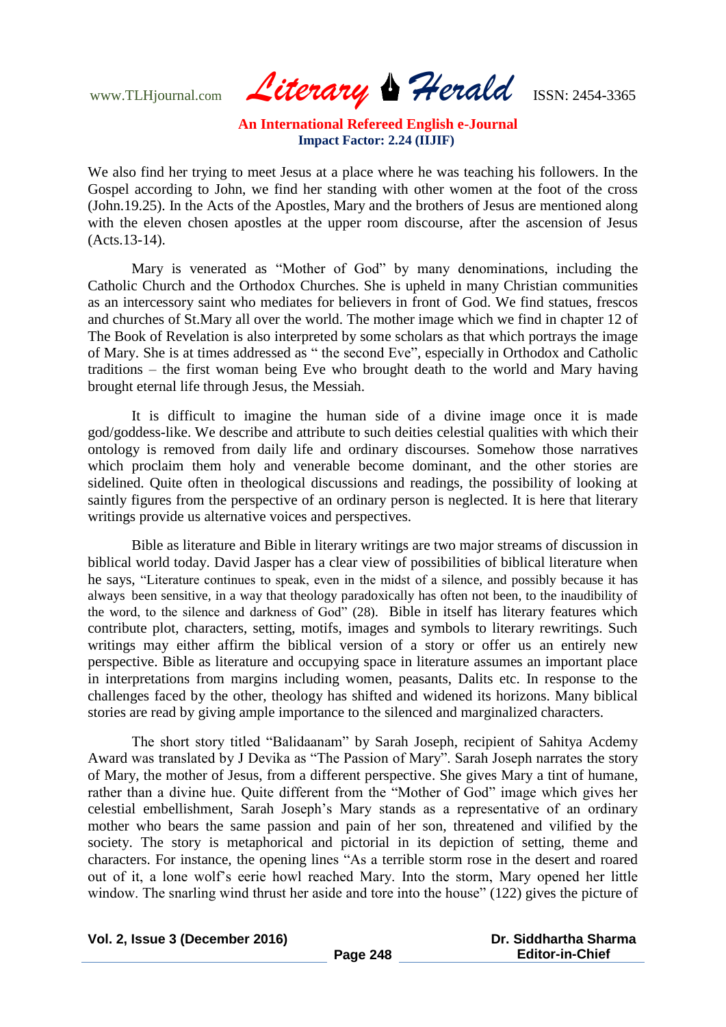We also find her trying to meet Jesus at a place where he was teaching his followers. In the Gospel according to John, we find her standing with other women at the foot of the cross (John.19.25). In the Acts of the Apostles, Mary and the brothers of Jesus are mentioned along with the eleven chosen apostles at the upper room discourse, after the ascension of Jesus (Acts.13-14).

Mary is venerated as "Mother of God" by many denominations, including the Catholic Church and the Orthodox Churches. She is upheld in many Christian communities as an intercessory saint who mediates for believers in front of God. We find statues, frescos and churches of St.Mary all over the world. The mother image which we find in chapter 12 of The Book of Revelation is also interpreted by some scholars as that which portrays the image of Mary. She is at times addressed as " the second Eve", especially in Orthodox and Catholic traditions – the first woman being Eve who brought death to the world and Mary having brought eternal life through Jesus, the Messiah.

It is difficult to imagine the human side of a divine image once it is made god/goddess-like. We describe and attribute to such deities celestial qualities with which their ontology is removed from daily life and ordinary discourses. Somehow those narratives which proclaim them holy and venerable become dominant, and the other stories are sidelined. Quite often in theological discussions and readings, the possibility of looking at saintly figures from the perspective of an ordinary person is neglected. It is here that literary writings provide us alternative voices and perspectives.

Bible as literature and Bible in literary writings are two major streams of discussion in biblical world today. David Jasper has a clear view of possibilities of biblical literature when he says, "Literature continues to speak, even in the midst of a silence, and possibly because it has always been sensitive, in a way that theology paradoxically has often not been, to the inaudibility of the word, to the silence and darkness of God" (28). Bible in itself has literary features which contribute plot, characters, setting, motifs, images and symbols to literary rewritings. Such writings may either affirm the biblical version of a story or offer us an entirely new perspective. Bible as literature and occupying space in literature assumes an important place in interpretations from margins including women, peasants, Dalits etc. In response to the challenges faced by the other, theology has shifted and widened its horizons. Many biblical stories are read by giving ample importance to the silenced and marginalized characters.

The short story titled "Balidaanam" by Sarah Joseph, recipient of Sahitya Acdemy Award was translated by J Devika as "The Passion of Mary". Sarah Joseph narrates the story of Mary, the mother of Jesus, from a different perspective. She gives Mary a tint of humane, rather than a divine hue. Quite different from the "Mother of God" image which gives her celestial embellishment, Sarah Joseph's Mary stands as a representative of an ordinary mother who bears the same passion and pain of her son, threatened and vilified by the society. The story is metaphorical and pictorial in its depiction of setting, theme and characters. For instance, the opening lines "As a terrible storm rose in the desert and roared out of it, a lone wolf's eerie howl reached Mary. Into the storm, Mary opened her little window. The snarling wind thrust her aside and tore into the house" (122) gives the picture of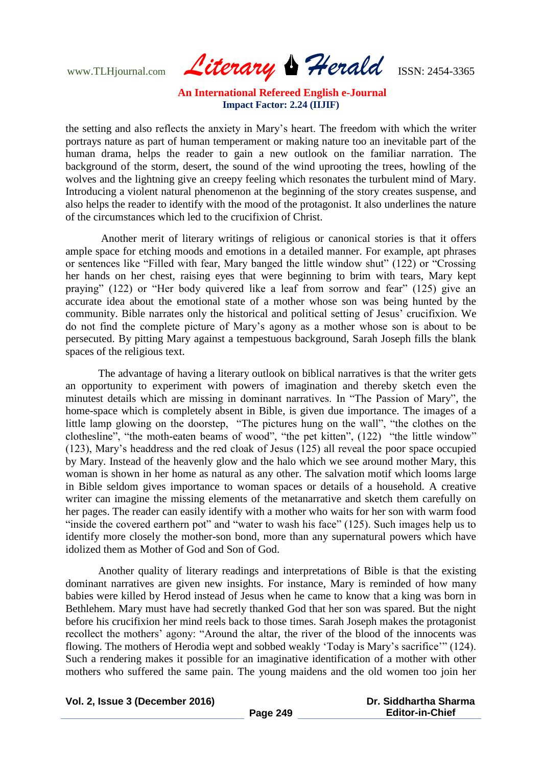the setting and also reflects the anxiety in Mary's heart. The freedom with which the writer portrays nature as part of human temperament or making nature too an inevitable part of the human drama, helps the reader to gain a new outlook on the familiar narration. The background of the storm, desert, the sound of the wind uprooting the trees, howling of the wolves and the lightning give an creepy feeling which resonates the turbulent mind of Mary. Introducing a violent natural phenomenon at the beginning of the story creates suspense, and also helps the reader to identify with the mood of the protagonist. It also underlines the nature of the circumstances which led to the crucifixion of Christ.

Another merit of literary writings of religious or canonical stories is that it offers ample space for etching moods and emotions in a detailed manner. For example, apt phrases or sentences like "Filled with fear, Mary banged the little window shut" (122) or "Crossing her hands on her chest, raising eyes that were beginning to brim with tears, Mary kept praying" (122) or "Her body quivered like a leaf from sorrow and fear" (125) give an accurate idea about the emotional state of a mother whose son was being hunted by the community. Bible narrates only the historical and political setting of Jesus' crucifixion. We do not find the complete picture of Mary's agony as a mother whose son is about to be persecuted. By pitting Mary against a tempestuous background, Sarah Joseph fills the blank spaces of the religious text.

The advantage of having a literary outlook on biblical narratives is that the writer gets an opportunity to experiment with powers of imagination and thereby sketch even the minutest details which are missing in dominant narratives. In "The Passion of Mary", the home-space which is completely absent in Bible, is given due importance. The images of a little lamp glowing on the doorstep, "The pictures hung on the wall", "the clothes on the clothesline", "the moth-eaten beams of wood", "the pet kitten", (122) "the little window" (123), Mary's headdress and the red cloak of Jesus (125) all reveal the poor space occupied by Mary. Instead of the heavenly glow and the halo which we see around mother Mary, this woman is shown in her home as natural as any other. The salvation motif which looms large in Bible seldom gives importance to woman spaces or details of a household. A creative writer can imagine the missing elements of the metanarrative and sketch them carefully on her pages. The reader can easily identify with a mother who waits for her son with warm food "inside the covered earthern pot" and "water to wash his face" (125). Such images help us to identify more closely the mother-son bond, more than any supernatural powers which have idolized them as Mother of God and Son of God.

Another quality of literary readings and interpretations of Bible is that the existing dominant narratives are given new insights. For instance, Mary is reminded of how many babies were killed by Herod instead of Jesus when he came to know that a king was born in Bethlehem. Mary must have had secretly thanked God that her son was spared. But the night before his crucifixion her mind reels back to those times. Sarah Joseph makes the protagonist recollect the mothers' agony: "Around the altar, the river of the blood of the innocents was flowing. The mothers of Herodia wept and sobbed weakly 'Today is Mary's sacrifice'" (124). Such a rendering makes it possible for an imaginative identification of a mother with other mothers who suffered the same pain. The young maidens and the old women too join her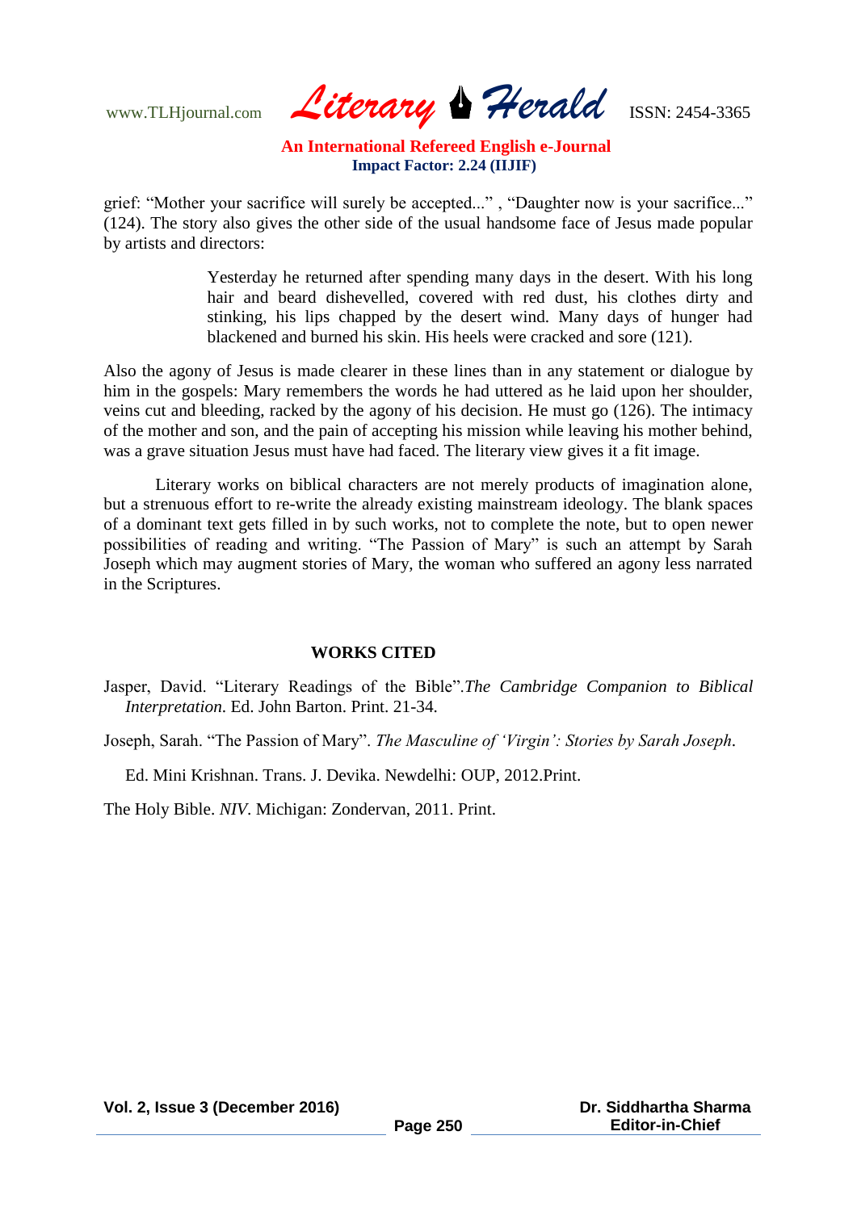grief: "Mother your sacrifice will surely be accepted..." , "Daughter now is your sacrifice..." (124). The story also gives the other side of the usual handsome face of Jesus made popular by artists and directors:

> Yesterday he returned after spending many days in the desert. With his long hair and beard dishevelled, covered with red dust, his clothes dirty and stinking, his lips chapped by the desert wind. Many days of hunger had blackened and burned his skin. His heels were cracked and sore (121).

Also the agony of Jesus is made clearer in these lines than in any statement or dialogue by him in the gospels: Mary remembers the words he had uttered as he laid upon her shoulder, veins cut and bleeding, racked by the agony of his decision. He must go (126). The intimacy of the mother and son, and the pain of accepting his mission while leaving his mother behind, was a grave situation Jesus must have had faced. The literary view gives it a fit image.

Literary works on biblical characters are not merely products of imagination alone, but a strenuous effort to re-write the already existing mainstream ideology. The blank spaces of a dominant text gets filled in by such works, not to complete the note, but to open newer possibilities of reading and writing. "The Passion of Mary" is such an attempt by Sarah Joseph which may augment stories of Mary, the woman who suffered an agony less narrated in the Scriptures.

## WORKS CITED

Jasper, David. "Literary Readings of the Bible".*The Cambridge Companion to Biblical Interpretation*. Ed. John Barton. Print. 21-34.

Joseph, Sarah. "The Passion of Mary". *The Masculine of 'Virgin': Stories by Sarah Joseph.* Ed. Mini Krishnan. Trans. J. Devika. Newdelhi: OUP, 2012.Print.

The Holy Bible. *NIV*. Michigan: Zondervan, 2011. Print.